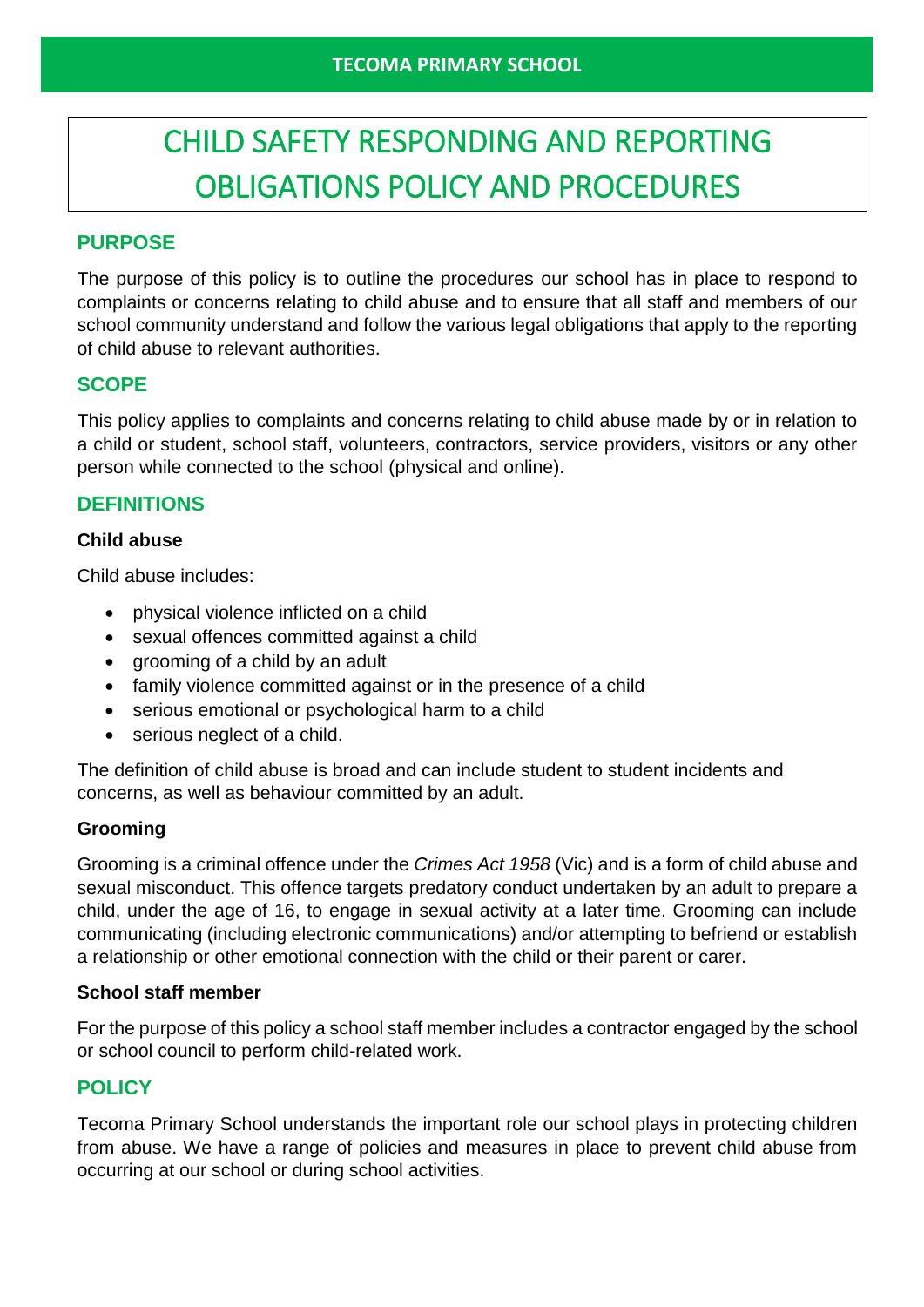TECOMA PRIMARY SCHOOL

# CHILD SAFETY RESPONDING AND REPORTING OBLIGATIONS POLICY AND PROCEDURES

## PURPOSE

The purpose of this policy is to outline the procedures our school has in place to respond to complaints or concerns relating to child abuse and to ensure that all staff and members of our school community understand and follow the various legal obligations that apply to the reporting of child abuse to relevant authorities.

## SCOPE

This policy applies to complaints and concerns relating to child abuse made by or in relation to a child or student, school staff, volunteers, contractors, service providers, visitors or any other person while connected to the school (physical and online).

## DEFINITIONS

### Child abuse

Child abuse includes:

- physical violence inflicted on a child
- sexual offences committed against a child
- grooming of a child by an adult
- family violence committed against or in the presence of a child
- serious emotional or psychological harm to a child
- serious neglect of a child.

The definition of child abuse is broad and can include student to student incidents and concerns, as well as behaviour committed by an adult.

### Grooming

Grooming is a criminal offence under the *Crimes Act 1958* (Vic) and is a form of child abuse and sexual misconduct. This offence targets predatory conduct undertaken by an adult to prepare a child, under the age of 16, to engage in sexual activity at a later time. Grooming can include communicating (including electronic communications) and/or attempting to befriend or establish a relationship or other emotional connection with the child or their parent or carer.

### School staff member

For the purpose of this policy a school staff member includes a contractor engaged by the school or school council to perform child-related work.

## POLICY

Tecoma Primary School understands the important role our school plays in protecting children from abuse. We have a range of policies and measures in place to prevent child abuse from occurring at our school or during school activities.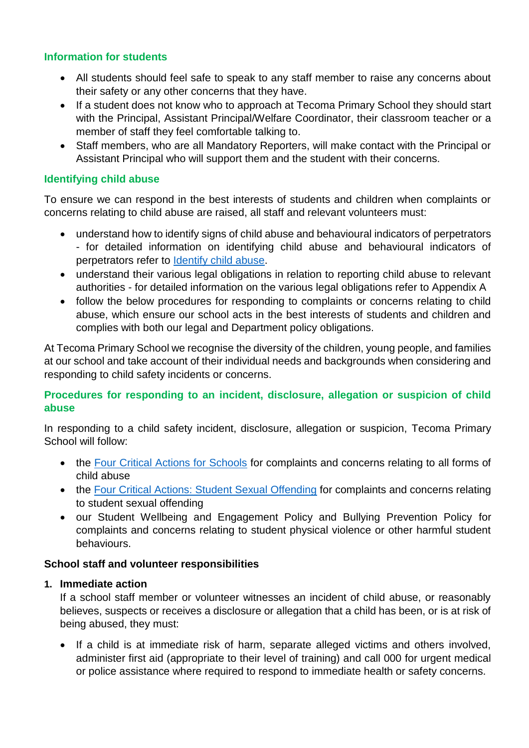## Information for students

- All students should feel safe to speak to any staff member to raise any concerns about their safety or any other concerns that they have.
- If a student does not know who to approach at Tecoma Primary School they should start with the Principal, Assistant Principal/Welfare Coordinator, their classroom teacher or a member of staff they feel comfortable talking to.
- Staff members, who are all Mandatory Reporters, will make contact with the Principal or Assistant Principal who will support them and the student with their concerns.

## Identifying child abuse

To ensure we can respond in the best interests of students and children when complaints or concerns relating to child abuse are raised, all staff and relevant volunteers must:

- understand how to identify signs of child abuse and behavioural indicators of perpetrators - for detailed information on identifying child abuse and behavioural indicators of perpetrators refer to [Identify child abuse](#).
- understand their various legal obligations in relation to reporting child abuse to relevant authorities - for detailed information on the various legal obligations refer to Appendix A
- follow the below procedures for responding to complaints or concerns relating to child abuse, which ensure our school acts in the best interests of students and children and complies with both our legal and Department policy obligations.

At Tecoma Primary School we recognise the diversity of the children, young people, and families at our school and take account of their individual needs and backgrounds when considering and responding to child safety incidents or concerns.

## Procedures for responding to an incident, disclosure, allegation or suspicion of child abuse

In responding to a child safety incident, disclosure, allegation or suspicion, Tecoma Primary School will follow:

- the [Four Critical Actions for Schools](#) for complaints and concerns relating to all forms of child abuse
- the [Four Critical Actions: Student Sexual Offending](#) for complaints and concerns relating to student sexual offending
- our Student Wellbeing and Engagement Policy and Bullying Prevention Policy for complaints and concerns relating to student physical violence or other harmful student behaviours.

### School staff and volunteer responsibilities

1. **Immediate action**

   If a school staff member or volunteer witnesses an incident of child abuse, or reasonably believes, suspects or receives a disclosure or allegation that a child has been, or is at risk of being abused, they must:

   - If a child is at immediate risk of harm, separate alleged victims and others involved, administer first aid (appropriate to their level of training) and call 000 for urgent medical or police assistance where required to respond to immediate health or safety concerns.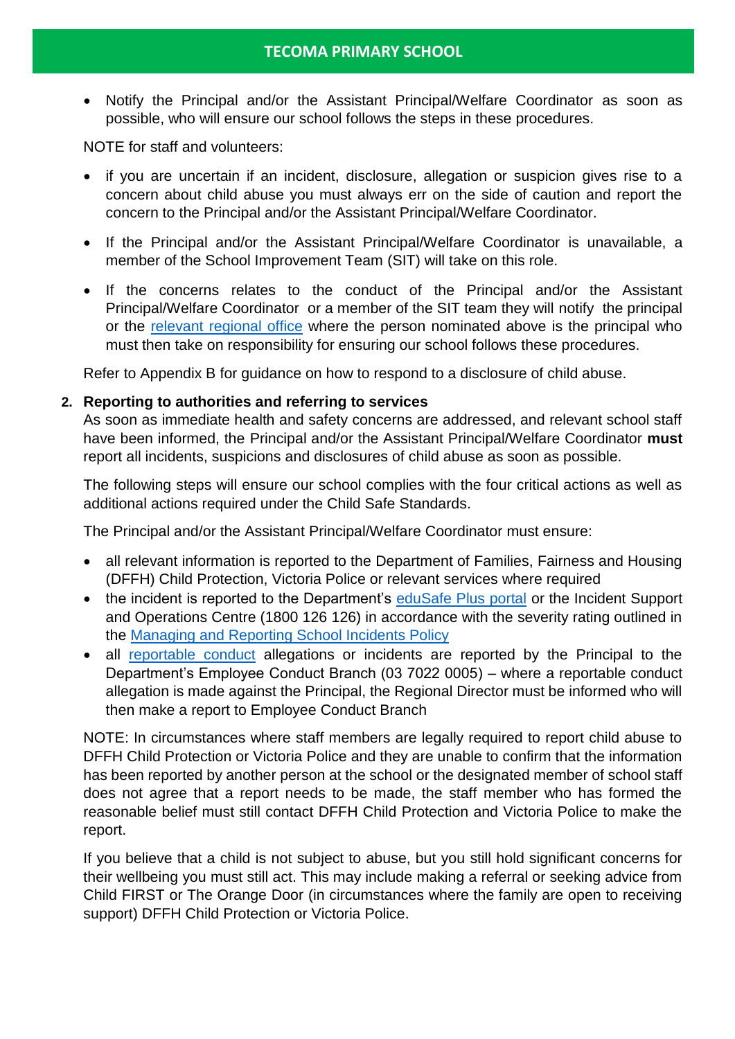- Notify the Principal and/or the Assistant Principal/Welfare Coordinator as soon as possible, who will ensure our school follows the steps in these procedures.

NOTE for staff and volunteers:

- if you are uncertain if an incident, disclosure, allegation or suspicion gives rise to a concern about child abuse you must always err on the side of caution and report the concern to the Principal and/or the Assistant Principal/Welfare Coordinator.
- If the Principal and/or the Assistant Principal/Welfare Coordinator is unavailable, a member of the School Improvement Team (SIT) will take on this role.
- If the concerns relates to the conduct of the Principal and/or the Assistant Principal/Welfare Coordinator or a member of the SIT team they will notify the principal or the relevant regional office where the person nominated above is the principal who must then take on responsibility for ensuring our school follows these procedures.

Refer to Appendix B for guidance on how to respond to a disclosure of child abuse.

**2. Reporting to authorities and referring to services**

As soon as immediate health and safety concerns are addressed, and relevant school staff have been informed, the Principal and/or the Assistant Principal/Welfare Coordinator **must** report all incidents, suspicions and disclosures of child abuse as soon as possible.

The following steps will ensure our school complies with the four critical actions as well as additional actions required under the Child Safe Standards.

The Principal and/or the Assistant Principal/Welfare Coordinator must ensure:

- all relevant information is reported to the Department of Families, Fairness and Housing (DFFH) Child Protection, Victoria Police or relevant services where required
- the incident is reported to the Department's eduSafe Plus portal or the Incident Support and Operations Centre (1800 126 126) in accordance with the severity rating outlined in the Managing and Reporting School Incidents Policy
- all reportable conduct allegations or incidents are reported by the Principal to the Department's Employee Conduct Branch (03 7022 0005) – where a reportable conduct allegation is made against the Principal, the Regional Director must be informed who will then make a report to Employee Conduct Branch

NOTE: In circumstances where staff members are legally required to report child abuse to DFFH Child Protection or Victoria Police and they are unable to confirm that the information has been reported by another person at the school or the designated member of school staff does not agree that a report needs to be made, the staff member who has formed the reasonable belief must still contact DFFH Child Protection and Victoria Police to make the report.

If you believe that a child is not subject to abuse, but you still hold significant concerns for their wellbeing you must still act. This may include making a referral or seeking advice from Child FIRST or The Orange Door (in circumstances where the family are open to receiving support) DFFH Child Protection or Victoria Police.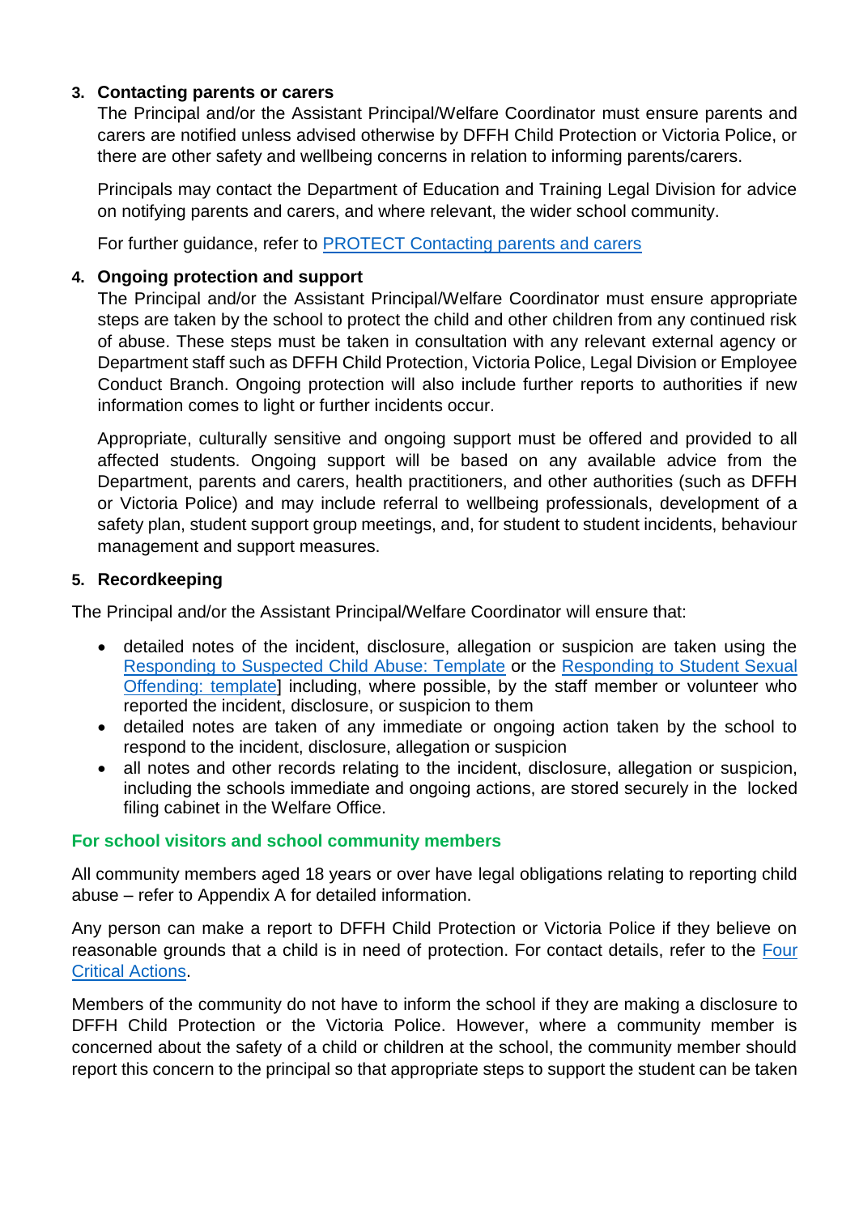3. **Contacting parents or carers**

   The Principal and/or the Assistant Principal/Welfare Coordinator must ensure parents and carers are notified unless advised otherwise by DFFH Child Protection or Victoria Police, or there are other safety and wellbeing concerns in relation to informing parents/carers.

   Principals may contact the Department of Education and Training Legal Division for advice on notifying parents and carers, and where relevant, the wider school community.

   For further guidance, refer to PROTECT Contacting parents and carers

4. **Ongoing protection and support**

   The Principal and/or the Assistant Principal/Welfare Coordinator must ensure appropriate steps are taken by the school to protect the child and other children from any continued risk of abuse. These steps must be taken in consultation with any relevant external agency or Department staff such as DFFH Child Protection, Victoria Police, Legal Division or Employee Conduct Branch. Ongoing protection will also include further reports to authorities if new information comes to light or further incidents occur.

   Appropriate, culturally sensitive and ongoing support must be offered and provided to all affected students. Ongoing support will be based on any available advice from the Department, parents and carers, health practitioners, and other authorities (such as DFFH or Victoria Police) and may include referral to wellbeing professionals, development of a safety plan, student support group meetings, and, for student to student incidents, behaviour management and support measures.

5. **Recordkeeping**

The Principal and/or the Assistant Principal/Welfare Coordinator will ensure that:

- detailed notes of the incident, disclosure, allegation or suspicion are taken using the Responding to Suspected Child Abuse: Template or the Responding to Student Sexual Offending: template] including, where possible, by the staff member or volunteer who reported the incident, disclosure, or suspicion to them
- detailed notes are taken of any immediate or ongoing action taken by the school to respond to the incident, disclosure, allegation or suspicion
- all notes and other records relating to the incident, disclosure, allegation or suspicion, including the schools immediate and ongoing actions, are stored securely in the locked filing cabinet in the Welfare Office.

## For school visitors and school community members

All community members aged 18 years or over have legal obligations relating to reporting child abuse – refer to Appendix A for detailed information.

Any person can make a report to DFFH Child Protection or Victoria Police if they believe on reasonable grounds that a child is in need of protection. For contact details, refer to the Four Critical Actions.

Members of the community do not have to inform the school if they are making a disclosure to DFFH Child Protection or the Victoria Police. However, where a community member is concerned about the safety of a child or children at the school, the community member should report this concern to the principal so that appropriate steps to support the student can be taken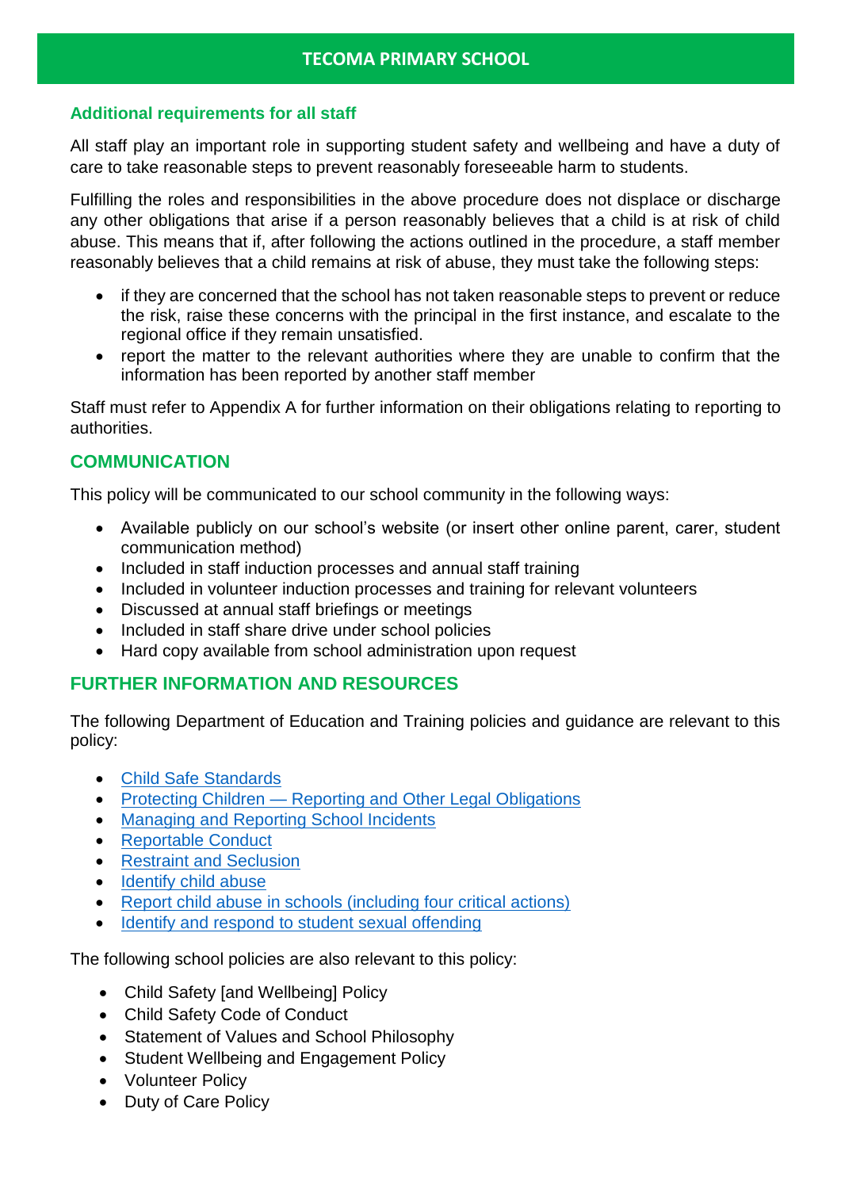### Additional requirements for all staff

All staff play an important role in supporting student safety and wellbeing and have a duty of care to take reasonable steps to prevent reasonably foreseeable harm to students.

Fulfilling the roles and responsibilities in the above procedure does not displace or discharge any other obligations that arise if a person reasonably believes that a child is at risk of child abuse. This means that if, after following the actions outlined in the procedure, a staff member reasonably believes that a child remains at risk of abuse, they must take the following steps:

- if they are concerned that the school has not taken reasonable steps to prevent or reduce the risk, raise these concerns with the principal in the first instance, and escalate to the regional office if they remain unsatisfied.
- report the matter to the relevant authorities where they are unable to confirm that the information has been reported by another staff member

Staff must refer to Appendix A for further information on their obligations relating to reporting to authorities.

## COMMUNICATION

This policy will be communicated to our school community in the following ways:

- Available publicly on our school's website (or insert other online parent, carer, student communication method)
- Included in staff induction processes and annual staff training
- Included in volunteer induction processes and training for relevant volunteers
- Discussed at annual staff briefings or meetings
- Included in staff share drive under school policies
- Hard copy available from school administration upon request

## FURTHER INFORMATION AND RESOURCES

The following Department of Education and Training policies and guidance are relevant to this policy:

- Child Safe Standards
- Protecting Children — Reporting and Other Legal Obligations
- Managing and Reporting School Incidents
- Reportable Conduct
- Restraint and Seclusion
- Identify child abuse
- Report child abuse in schools (including four critical actions)
- Identify and respond to student sexual offending

The following school policies are also relevant to this policy:

- Child Safety [and Wellbeing] Policy
- Child Safety Code of Conduct
- Statement of Values and School Philosophy
- Student Wellbeing and Engagement Policy
- Volunteer Policy
- Duty of Care Policy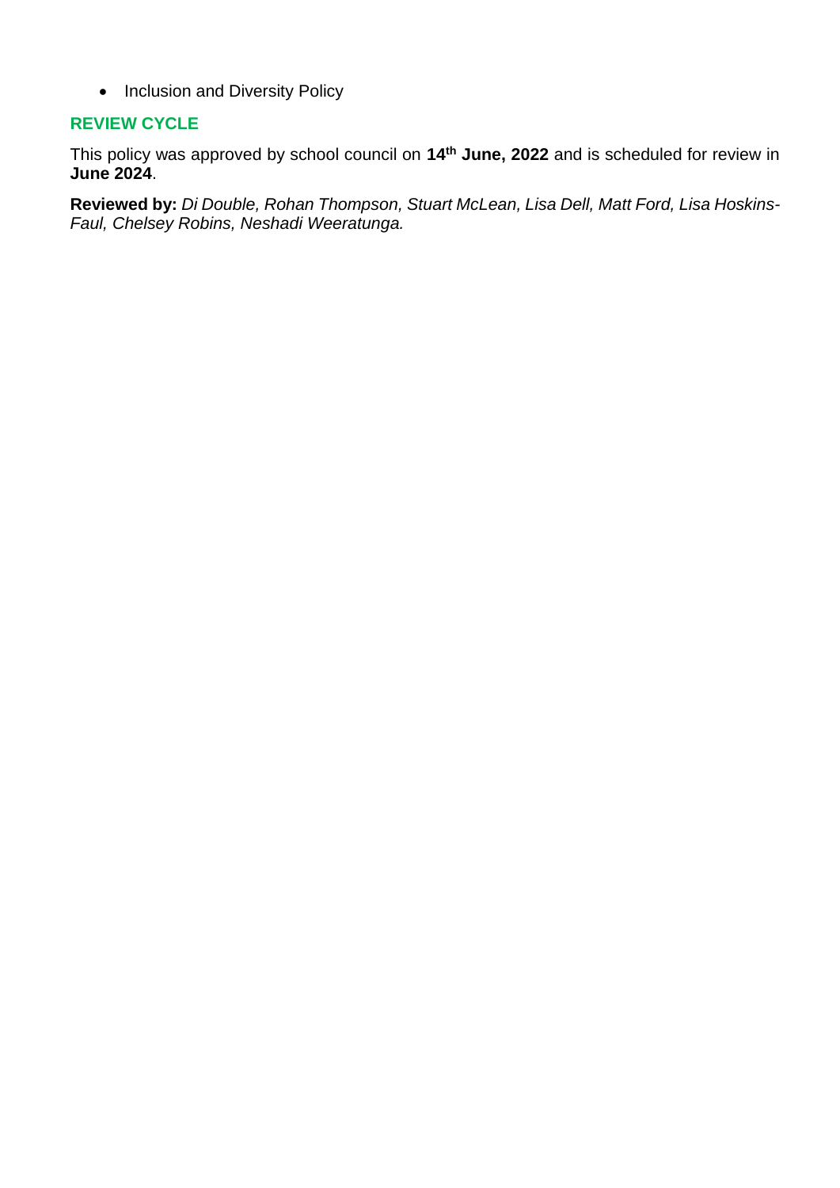- Inclusion and Diversity Policy

## REVIEW CYCLE

This policy was approved by school council on **14th June, 2022** and is scheduled for review in **June 2024**.

**Reviewed by:** *Di Double, Rohan Thompson, Stuart McLean, Lisa Dell, Matt Ford, Lisa Hoskins-Faul, Chelsey Robins, Neshadi Weeratunga.*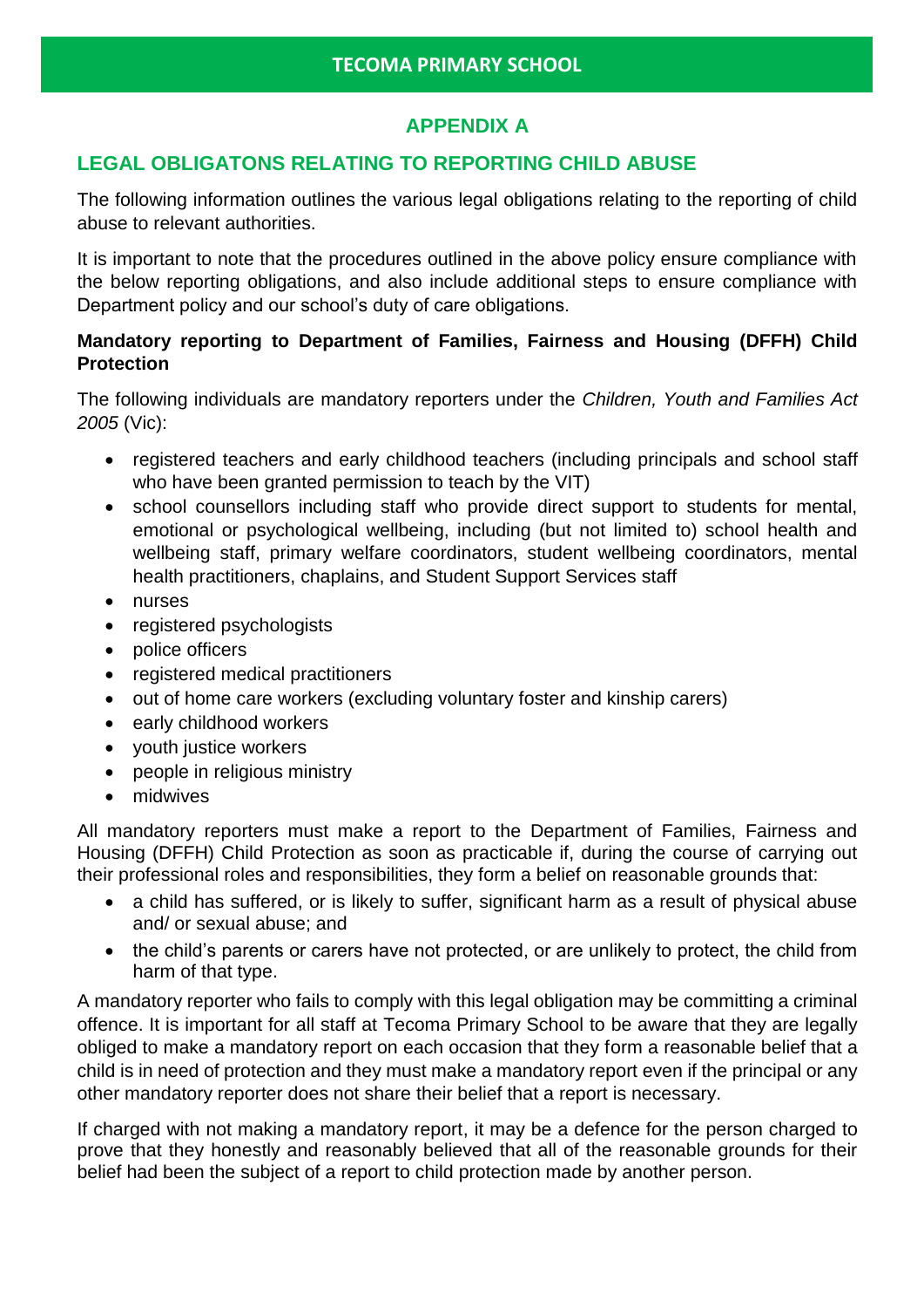## APPENDIX A

## LEGAL OBLIGATONS RELATING TO REPORTING CHILD ABUSE

The following information outlines the various legal obligations relating to the reporting of child abuse to relevant authorities.

It is important to note that the procedures outlined in the above policy ensure compliance with the below reporting obligations, and also include additional steps to ensure compliance with Department policy and our school's duty of care obligations.

**Mandatory reporting to Department of Families, Fairness and Housing (DFFH) Child Protection**

The following individuals are mandatory reporters under the *Children, Youth and Families Act 2005* (Vic):

- registered teachers and early childhood teachers (including principals and school staff who have been granted permission to teach by the VIT)
- school counsellors including staff who provide direct support to students for mental, emotional or psychological wellbeing, including (but not limited to) school health and wellbeing staff, primary welfare coordinators, student wellbeing coordinators, mental health practitioners, chaplains, and Student Support Services staff
- nurses
- registered psychologists
- police officers
- registered medical practitioners
- out of home care workers (excluding voluntary foster and kinship carers)
- early childhood workers
- youth justice workers
- people in religious ministry
- midwives

All mandatory reporters must make a report to the Department of Families, Fairness and Housing (DFFH) Child Protection as soon as practicable if, during the course of carrying out their professional roles and responsibilities, they form a belief on reasonable grounds that:

- a child has suffered, or is likely to suffer, significant harm as a result of physical abuse and/ or sexual abuse; and
- the child's parents or carers have not protected, or are unlikely to protect, the child from harm of that type.

A mandatory reporter who fails to comply with this legal obligation may be committing a criminal offence. It is important for all staff at Tecoma Primary School to be aware that they are legally obliged to make a mandatory report on each occasion that they form a reasonable belief that a child is in need of protection and they must make a mandatory report even if the principal or any other mandatory reporter does not share their belief that a report is necessary.

If charged with not making a mandatory report, it may be a defence for the person charged to prove that they honestly and reasonably believed that all of the reasonable grounds for their belief had been the subject of a report to child protection made by another person.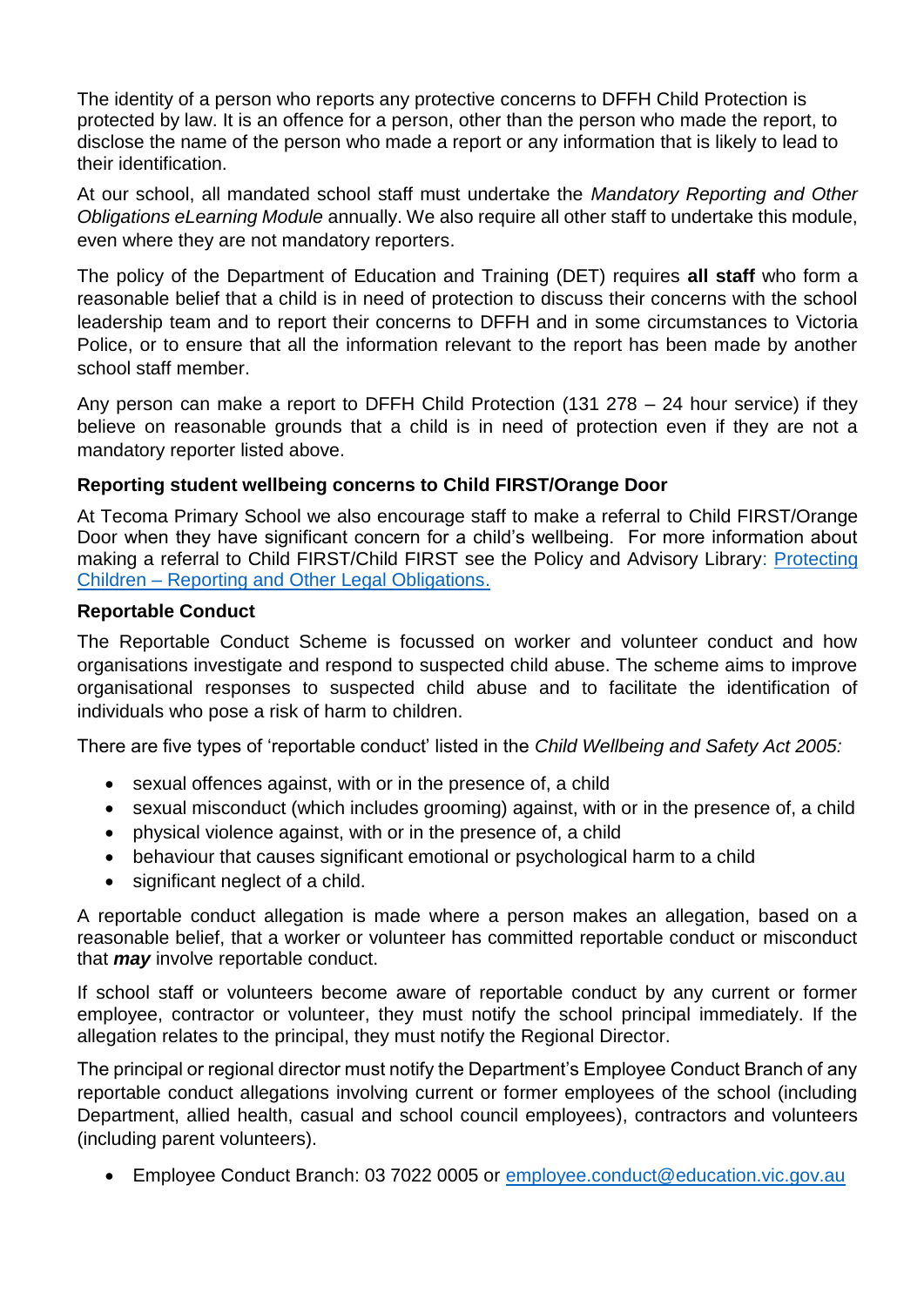The identity of a person who reports any protective concerns to DFFH Child Protection is protected by law. It is an offence for a person, other than the person who made the report, to disclose the name of the person who made a report or any information that is likely to lead to their identification.

At our school, all mandated school staff must undertake the *Mandatory Reporting and Other Obligations eLearning Module* annually. We also require all other staff to undertake this module, even where they are not mandatory reporters.

The policy of the Department of Education and Training (DET) requires **all staff** who form a reasonable belief that a child is in need of protection to discuss their concerns with the school leadership team and to report their concerns to DFFH and in some circumstances to Victoria Police, or to ensure that all the information relevant to the report has been made by another school staff member.

Any person can make a report to DFFH Child Protection (131 278 – 24 hour service) if they believe on reasonable grounds that a child is in need of protection even if they are not a mandatory reporter listed above.

**Reporting student wellbeing concerns to Child FIRST/Orange Door**

At Tecoma Primary School we also encourage staff to make a referral to Child FIRST/Orange Door when they have significant concern for a child's wellbeing. For more information about making a referral to Child FIRST/Child FIRST see the Policy and Advisory Library: [Protecting Children – Reporting and Other Legal Obligations.]()

**Reportable Conduct**

The Reportable Conduct Scheme is focussed on worker and volunteer conduct and how organisations investigate and respond to suspected child abuse. The scheme aims to improve organisational responses to suspected child abuse and to facilitate the identification of individuals who pose a risk of harm to children.

There are five types of 'reportable conduct' listed in the *Child Wellbeing and Safety Act 2005:*

- sexual offences against, with or in the presence of, a child
- sexual misconduct (which includes grooming) against, with or in the presence of, a child
- physical violence against, with or in the presence of, a child
- behaviour that causes significant emotional or psychological harm to a child
- significant neglect of a child.

A reportable conduct allegation is made where a person makes an allegation, based on a reasonable belief, that a worker or volunteer has committed reportable conduct or misconduct that ***may*** involve reportable conduct.

If school staff or volunteers become aware of reportable conduct by any current or former employee, contractor or volunteer, they must notify the school principal immediately. If the allegation relates to the principal, they must notify the Regional Director.

The principal or regional director must notify the Department's Employee Conduct Branch of any reportable conduct allegations involving current or former employees of the school (including Department, allied health, casual and school council employees), contractors and volunteers (including parent volunteers).

- Employee Conduct Branch: 03 7022 0005 or [employee.conduct@education.vic.gov.au](mailto:employee.conduct@education.vic.gov.au)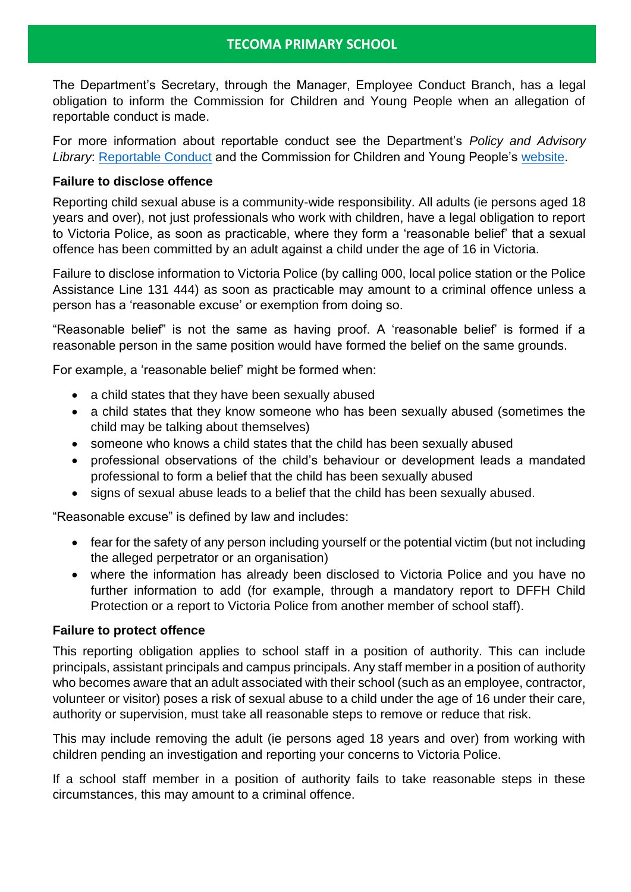The Department's Secretary, through the Manager, Employee Conduct Branch, has a legal obligation to inform the Commission for Children and Young People when an allegation of reportable conduct is made.

For more information about reportable conduct see the Department's *Policy and Advisory Library*: Reportable Conduct and the Commission for Children and Young People's website.

**Failure to disclose offence**

Reporting child sexual abuse is a community-wide responsibility. All adults (ie persons aged 18 years and over), not just professionals who work with children, have a legal obligation to report to Victoria Police, as soon as practicable, where they form a 'reasonable belief' that a sexual offence has been committed by an adult against a child under the age of 16 in Victoria.

Failure to disclose information to Victoria Police (by calling 000, local police station or the Police Assistance Line 131 444) as soon as practicable may amount to a criminal offence unless a person has a 'reasonable excuse' or exemption from doing so.

"Reasonable belief" is not the same as having proof. A 'reasonable belief' is formed if a reasonable person in the same position would have formed the belief on the same grounds.

For example, a 'reasonable belief' might be formed when:

- a child states that they have been sexually abused
- a child states that they know someone who has been sexually abused (sometimes the child may be talking about themselves)
- someone who knows a child states that the child has been sexually abused
- professional observations of the child's behaviour or development leads a mandated professional to form a belief that the child has been sexually abused
- signs of sexual abuse leads to a belief that the child has been sexually abused.

"Reasonable excuse" is defined by law and includes:

- fear for the safety of any person including yourself or the potential victim (but not including the alleged perpetrator or an organisation)
- where the information has already been disclosed to Victoria Police and you have no further information to add (for example, through a mandatory report to DFFH Child Protection or a report to Victoria Police from another member of school staff).

**Failure to protect offence**

This reporting obligation applies to school staff in a position of authority. This can include principals, assistant principals and campus principals. Any staff member in a position of authority who becomes aware that an adult associated with their school (such as an employee, contractor, volunteer or visitor) poses a risk of sexual abuse to a child under the age of 16 under their care, authority or supervision, must take all reasonable steps to remove or reduce that risk.

This may include removing the adult (ie persons aged 18 years and over) from working with children pending an investigation and reporting your concerns to Victoria Police.

If a school staff member in a position of authority fails to take reasonable steps in these circumstances, this may amount to a criminal offence.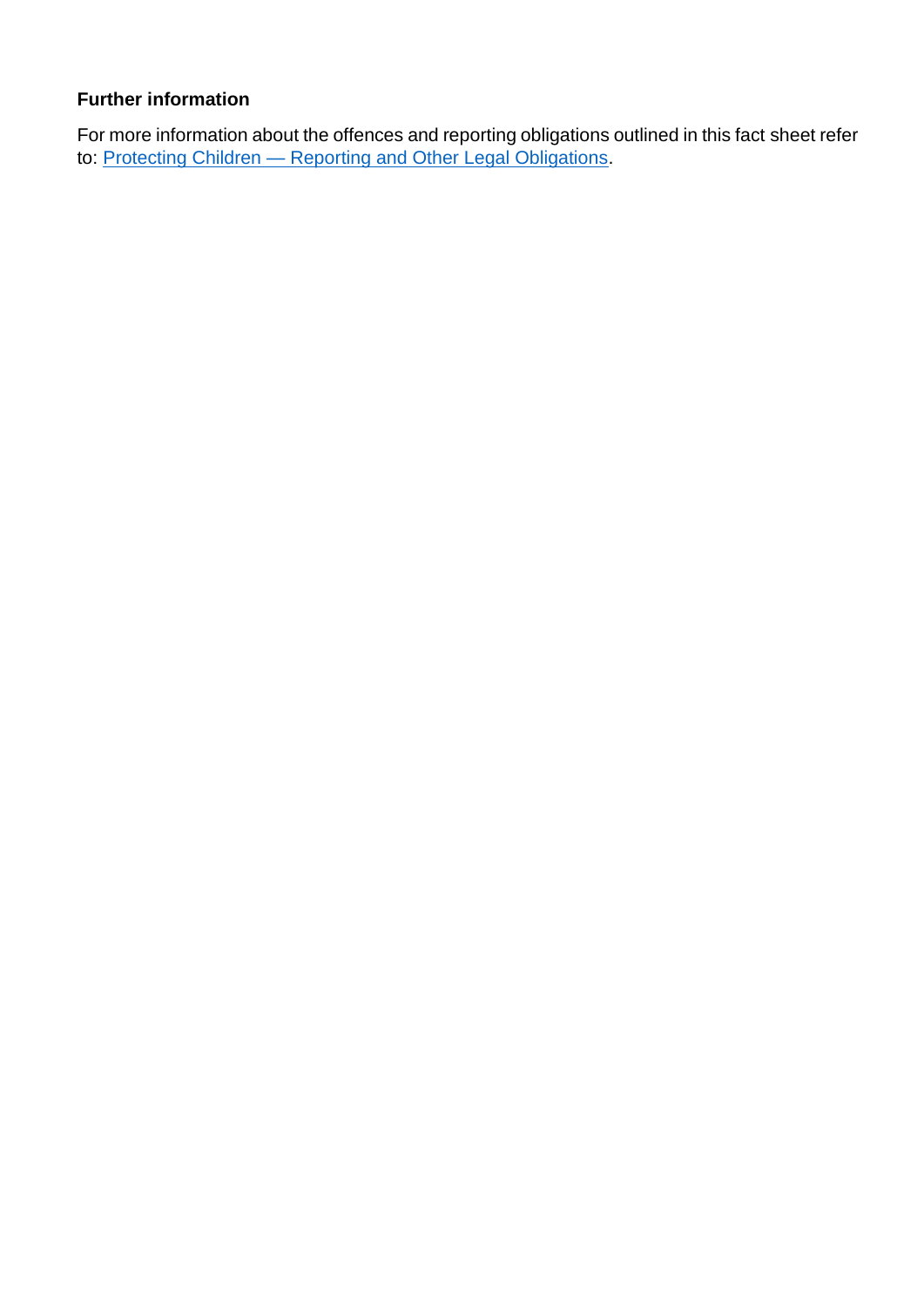### Further information

For more information about the offences and reporting obligations outlined in this fact sheet refer to: [Protecting Children — Reporting and Other Legal Obligations].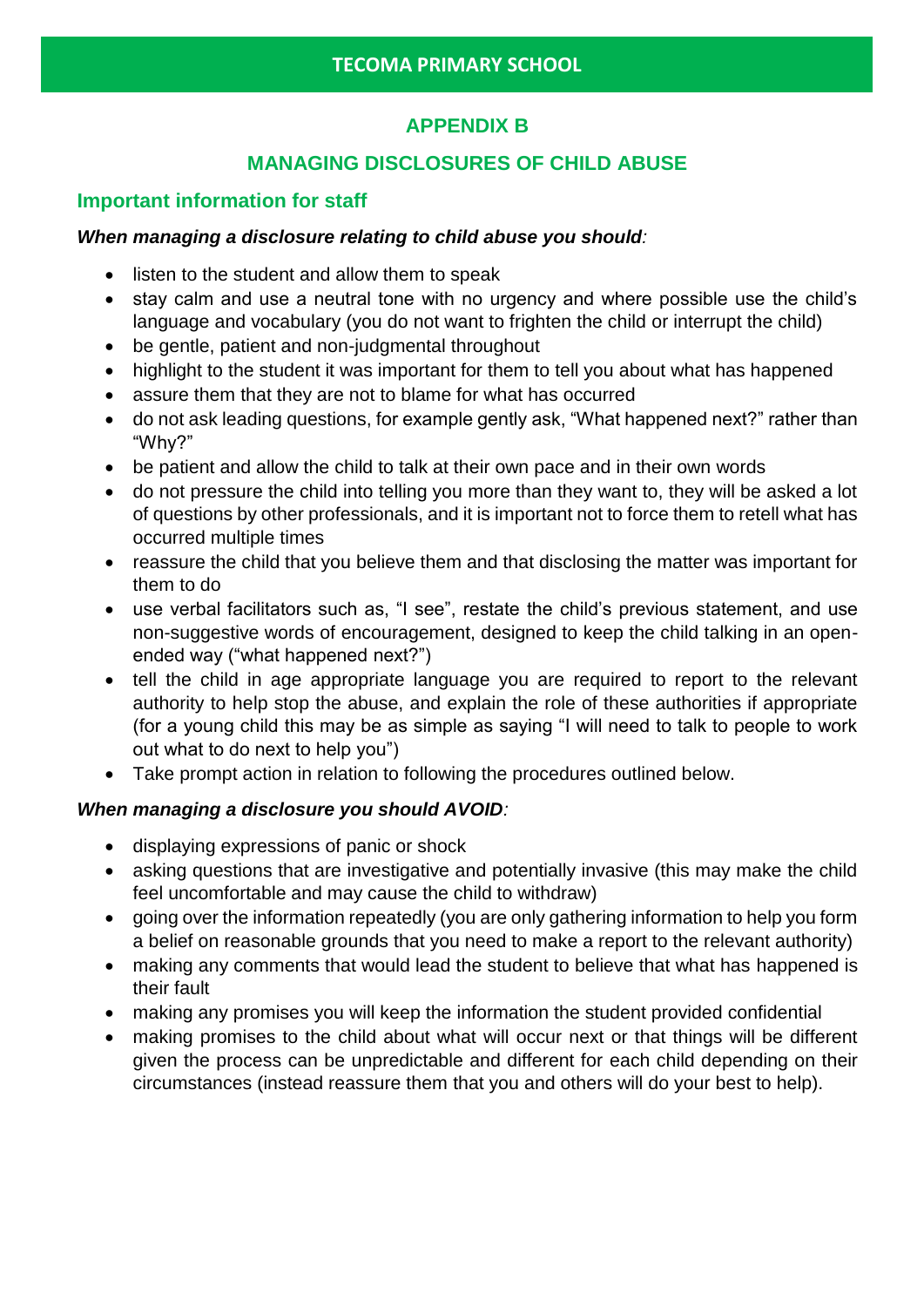TECOMA PRIMARY SCHOOL

## APPENDIX B

## MANAGING DISCLOSURES OF CHILD ABUSE

### Important information for staff

***When managing a disclosure relating to child abuse you should:***

- listen to the student and allow them to speak
- stay calm and use a neutral tone with no urgency and where possible use the child's language and vocabulary (you do not want to frighten the child or interrupt the child)
- be gentle, patient and non-judgmental throughout
- highlight to the student it was important for them to tell you about what has happened
- assure them that they are not to blame for what has occurred
- do not ask leading questions, for example gently ask, "What happened next?" rather than "Why?"
- be patient and allow the child to talk at their own pace and in their own words
- do not pressure the child into telling you more than they want to, they will be asked a lot of questions by other professionals, and it is important not to force them to retell what has occurred multiple times
- reassure the child that you believe them and that disclosing the matter was important for them to do
- use verbal facilitators such as, "I see", restate the child's previous statement, and use non-suggestive words of encouragement, designed to keep the child talking in an open-ended way ("what happened next?")
- tell the child in age appropriate language you are required to report to the relevant authority to help stop the abuse, and explain the role of these authorities if appropriate (for a young child this may be as simple as saying "I will need to talk to people to work out what to do next to help you")
- Take prompt action in relation to following the procedures outlined below.

***When managing a disclosure you should AVOID:***

- displaying expressions of panic or shock
- asking questions that are investigative and potentially invasive (this may make the child feel uncomfortable and may cause the child to withdraw)
- going over the information repeatedly (you are only gathering information to help you form a belief on reasonable grounds that you need to make a report to the relevant authority)
- making any comments that would lead the student to believe that what has happened is their fault
- making any promises you will keep the information the student provided confidential
- making promises to the child about what will occur next or that things will be different given the process can be unpredictable and different for each child depending on their circumstances (instead reassure them that you and others will do your best to help).